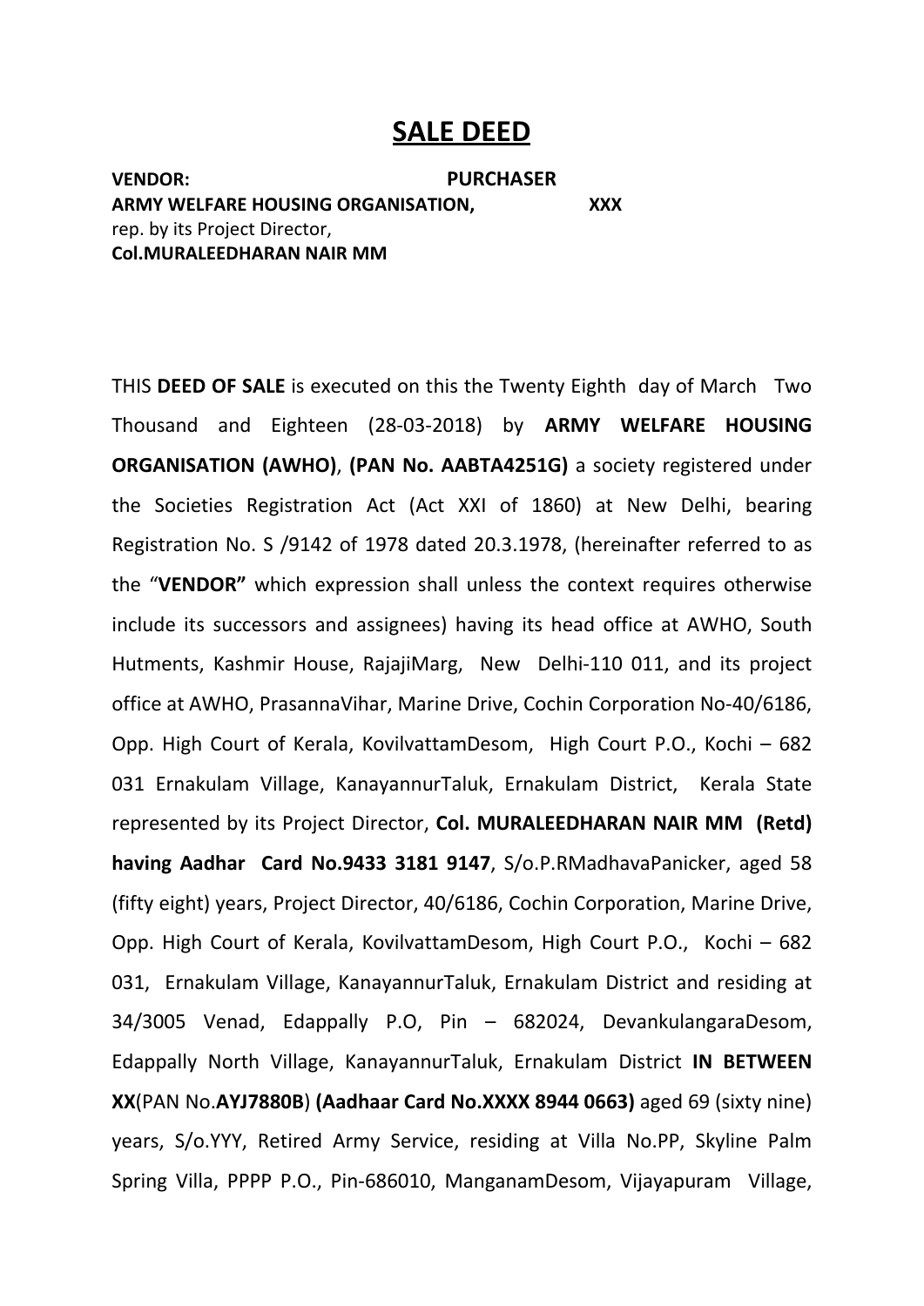# SALE DEED

| **VENDOR:** | **PURCHASER** |
|---|---|
| **ARMY WELFARE HOUSING ORGANISATION,** rep. by its Project Director, **Col.MURALEEDHARAN NAIR MM** | **XXX** |

THIS **DEED OF SALE** is executed on this the Twenty Eighth day of March Two Thousand and Eighteen (28-03-2018) by **ARMY WELFARE HOUSING ORGANISATION (AWHO)**, **(PAN No. AABTA4251G)** a society registered under the Societies Registration Act (Act XXI of 1860) at New Delhi, bearing Registration No. S /9142 of 1978 dated 20.3.1978, (hereinafter referred to as the "**VENDOR"** which expression shall unless the context requires otherwise include its successors and assignees) having its head office at AWHO, South Hutments, Kashmir House, RajajiMarg, New Delhi-110 011, and its project office at AWHO, PrasannaVihar, Marine Drive, Cochin Corporation No-40/6186, Opp. High Court of Kerala, KovilvattamDesom, High Court P.O., Kochi – 682 031 Ernakulam Village, KanayannurTaluk, Ernakulam District, Kerala State represented by its Project Director, **Col. MURALEEDHARAN NAIR MM (Retd) having Aadhar Card No.9433 3181 9147**, S/o.P.RMadhavaPanicker, aged 58 (fifty eight) years, Project Director, 40/6186, Cochin Corporation, Marine Drive, Opp. High Court of Kerala, KovilvattamDesom, High Court P.O., Kochi – 682 031, Ernakulam Village, KanayannurTaluk, Ernakulam District and residing at 34/3005 Venad, Edappally P.O, Pin – 682024, DevankulangaraDesom, Edappally North Village, KanayannurTaluk, Ernakulam District **IN BETWEEN XX**(PAN No.**AYJ7880B**) **(Aadhaar Card No.XXXX 8944 0663)** aged 69 (sixty nine) years, S/o.YYY, Retired Army Service, residing at Villa No.PP, Skyline Palm Spring Villa, PPPP P.O., Pin-686010, ManganamDesom, Vijayapuram Village,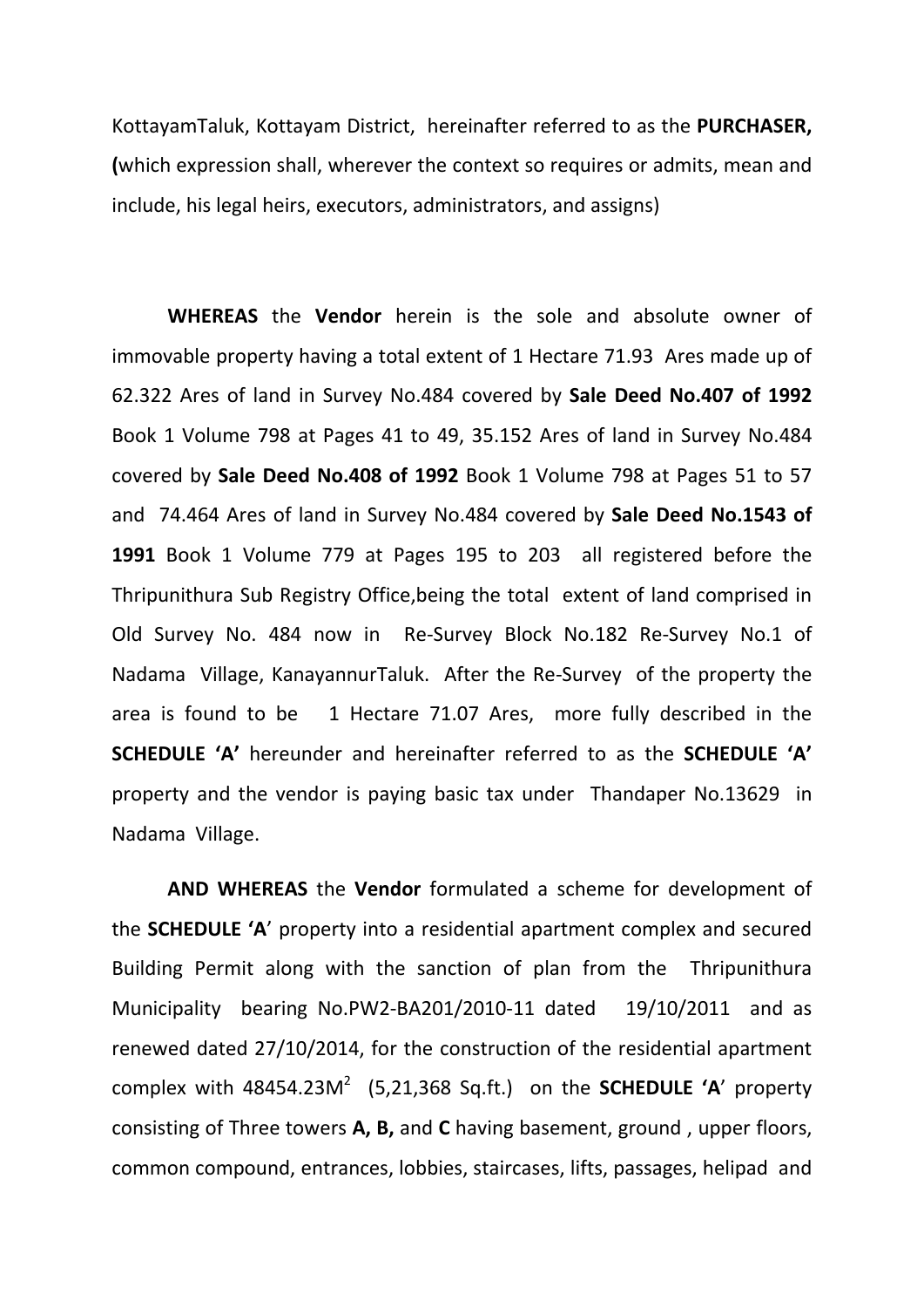KottayamTaluk, Kottayam District, hereinafter referred to as the **PURCHASER, (**which expression shall, wherever the context so requires or admits, mean and include, his legal heirs, executors, administrators, and assigns)

**WHEREAS** the **Vendor** herein is the sole and absolute owner of immovable property having a total extent of 1 Hectare 71.93 Ares made up of 62.322 Ares of land in Survey No.484 covered by **Sale Deed No.407 of 1992** Book 1 Volume 798 at Pages 41 to 49, 35.152 Ares of land in Survey No.484 covered by **Sale Deed No.408 of 1992** Book 1 Volume 798 at Pages 51 to 57 and 74.464 Ares of land in Survey No.484 covered by **Sale Deed No.1543 of 1991** Book 1 Volume 779 at Pages 195 to 203 all registered before the Thripunithura Sub Registry Office,being the total extent of land comprised in Old Survey No. 484 now in Re-Survey Block No.182 Re-Survey No.1 of Nadama Village, KanayannurTaluk. After the Re-Survey of the property the area is found to be 1 Hectare 71.07 Ares, more fully described in the **SCHEDULE 'A'** hereunder and hereinafter referred to as the **SCHEDULE 'A'** property and the vendor is paying basic tax under Thandaper No.13629 in Nadama Village.

**AND WHEREAS** the **Vendor** formulated a scheme for development of the **SCHEDULE 'A**' property into a residential apartment complex and secured Building Permit along with the sanction of plan from the Thripunithura Municipality bearing No.PW2-BA201/2010-11 dated 19/10/2011 and as renewed dated 27/10/2014, for the construction of the residential apartment complex with 48454.23M$^2$ (5,21,368 Sq.ft.) on the **SCHEDULE 'A**' property consisting of Three towers **A, B,** and **C** having basement, ground , upper floors, common compound, entrances, lobbies, staircases, lifts, passages, helipad and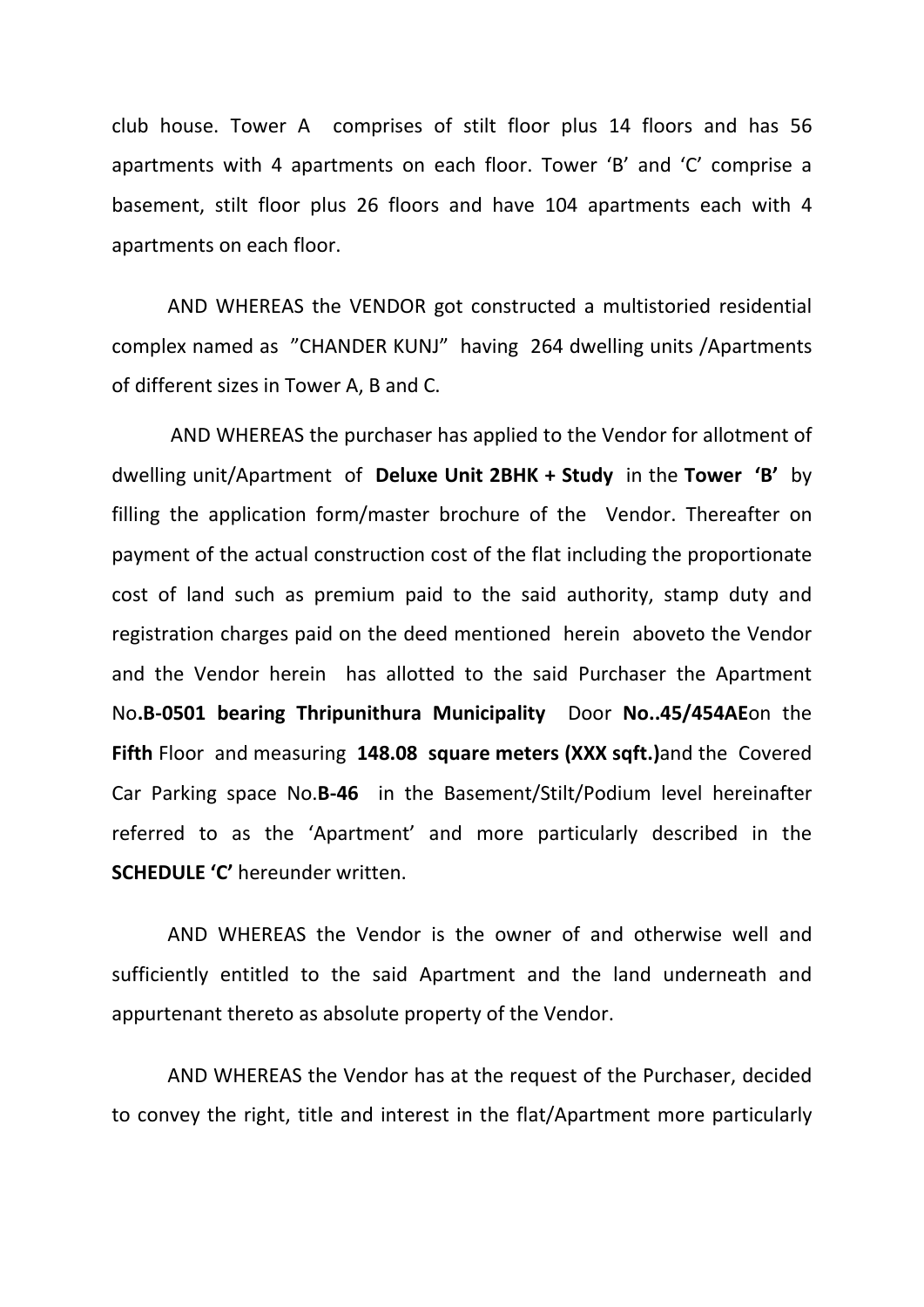club house. Tower A comprises of stilt floor plus 14 floors and has 56 apartments with 4 apartments on each floor. Tower 'B' and 'C' comprise a basement, stilt floor plus 26 floors and have 104 apartments each with 4 apartments on each floor.

AND WHEREAS the VENDOR got constructed a multistoried residential complex named as "CHANDER KUNJ" having 264 dwelling units /Apartments of different sizes in Tower A, B and C.

AND WHEREAS the purchaser has applied to the Vendor for allotment of dwelling unit/Apartment of **Deluxe Unit 2BHK + Study** in the **Tower 'B'** by filling the application form/master brochure of the Vendor. Thereafter on payment of the actual construction cost of the flat including the proportionate cost of land such as premium paid to the said authority, stamp duty and registration charges paid on the deed mentioned herein aboveto the Vendor and the Vendor herein has allotted to the said Purchaser the Apartment No.**B-0501 bearing Thripunithura Municipality** Door **No..45/454AE**on the **Fifth** Floor and measuring **148.08 square meters (XXX sqft.)**and the Covered Car Parking space No.**B-46** in the Basement/Stilt/Podium level hereinafter referred to as the 'Apartment' and more particularly described in the **SCHEDULE 'C'** hereunder written.

AND WHEREAS the Vendor is the owner of and otherwise well and sufficiently entitled to the said Apartment and the land underneath and appurtenant thereto as absolute property of the Vendor.

AND WHEREAS the Vendor has at the request of the Purchaser, decided to convey the right, title and interest in the flat/Apartment more particularly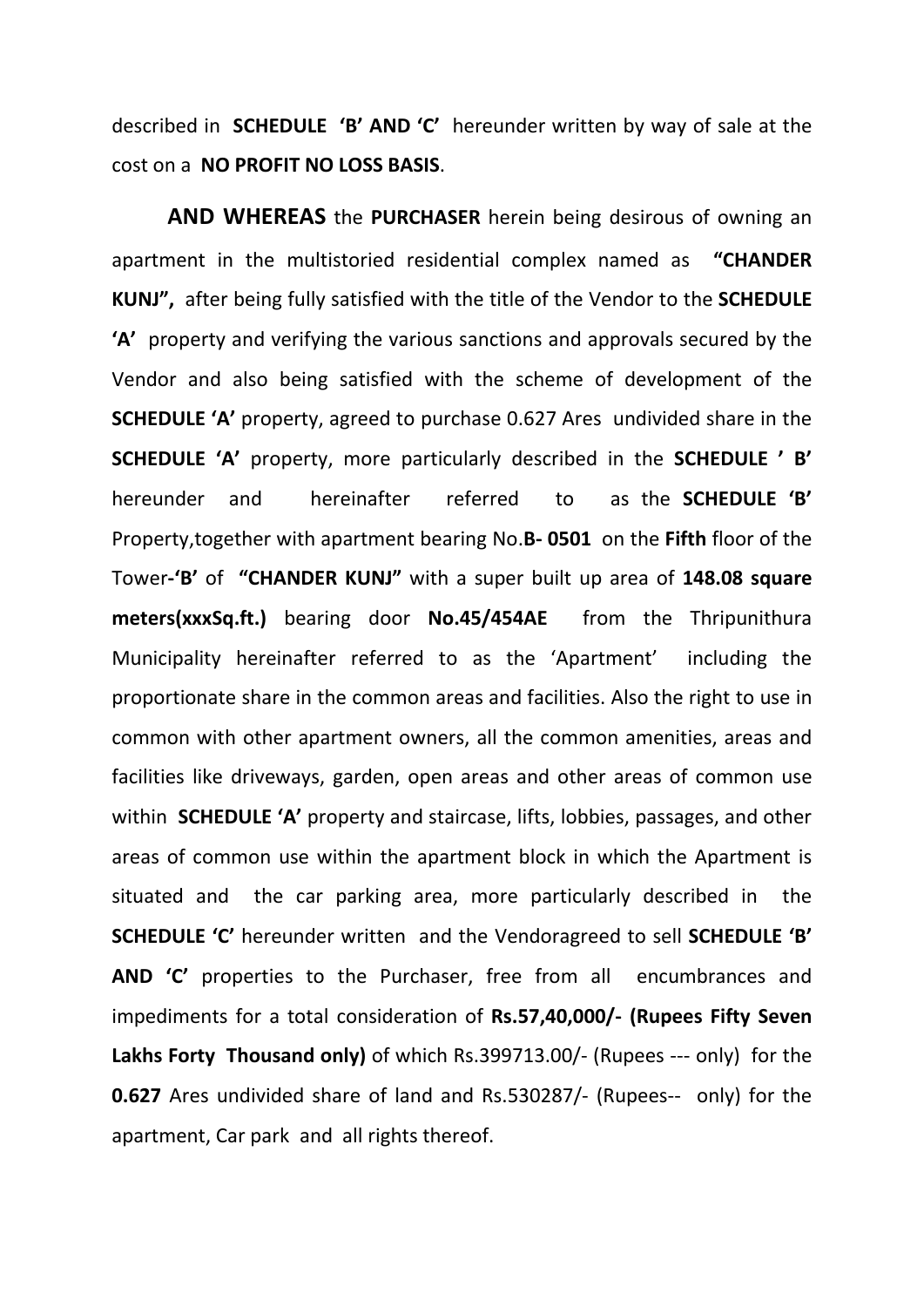described in **SCHEDULE 'B' AND 'C'** hereunder written by way of sale at the cost on a **NO PROFIT NO LOSS BASIS**.

**AND WHEREAS** the **PURCHASER** herein being desirous of owning an apartment in the multistoried residential complex named as **"CHANDER KUNJ",** after being fully satisfied with the title of the Vendor to the **SCHEDULE 'A'** property and verifying the various sanctions and approvals secured by the Vendor and also being satisfied with the scheme of development of the **SCHEDULE 'A'** property, agreed to purchase 0.627 Ares undivided share in the **SCHEDULE 'A'** property, more particularly described in the **SCHEDULE ' B'** hereunder and hereinafter referred to as the **SCHEDULE 'B'** Property,together with apartment bearing No.**B- 0501** on the **Fifth** floor of the Tower-**'B'** of **"CHANDER KUNJ"** with a super built up area of **148.08 square meters(xxxSq.ft.)** bearing door **No.45/454AE** from the Thripunithura Municipality hereinafter referred to as the 'Apartment' including the proportionate share in the common areas and facilities. Also the right to use in common with other apartment owners, all the common amenities, areas and facilities like driveways, garden, open areas and other areas of common use within **SCHEDULE 'A'** property and staircase, lifts, lobbies, passages, and other areas of common use within the apartment block in which the Apartment is situated and the car parking area, more particularly described in the **SCHEDULE 'C'** hereunder written and the Vendoragreed to sell **SCHEDULE 'B' AND 'C'** properties to the Purchaser, free from all encumbrances and impediments for a total consideration of **Rs.57,40,000/- (Rupees Fifty Seven Lakhs Forty Thousand only)** of which Rs.399713.00/- (Rupees --- only) for the **0.627** Ares undivided share of land and Rs.530287/- (Rupees-- only) for the apartment, Car park and all rights thereof.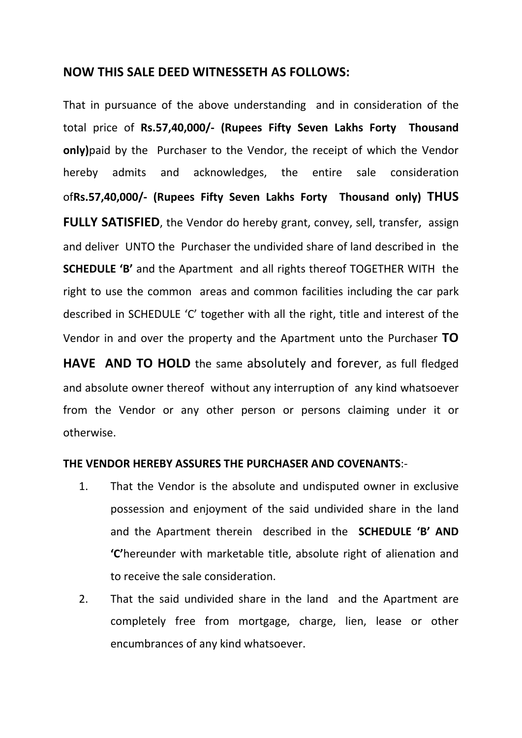## NOW THIS SALE DEED WITNESSETH AS FOLLOWS:

That in pursuance of the above understanding and in consideration of the total price of **Rs.57,40,000/- (Rupees Fifty Seven Lakhs Forty Thousand only)**paid by the Purchaser to the Vendor, the receipt of which the Vendor hereby admits and acknowledges, the entire sale consideration of**Rs.57,40,000/- (Rupees Fifty Seven Lakhs Forty Thousand only) THUS FULLY SATISFIED**, the Vendor do hereby grant, convey, sell, transfer, assign and deliver UNTO the Purchaser the undivided share of land described in the **SCHEDULE 'B'** and the Apartment and all rights thereof TOGETHER WITH the right to use the common areas and common facilities including the car park described in SCHEDULE 'C' together with all the right, title and interest of the Vendor in and over the property and the Apartment unto the Purchaser **TO HAVE AND TO HOLD** the same absolutely and forever, as full fledged and absolute owner thereof without any interruption of any kind whatsoever from the Vendor or any other person or persons claiming under it or otherwise.

**THE VENDOR HEREBY ASSURES THE PURCHASER AND COVENANTS**:-

1. That the Vendor is the absolute and undisputed owner in exclusive possession and enjoyment of the said undivided share in the land and the Apartment therein described in the **SCHEDULE 'B' AND 'C'**hereunder with marketable title, absolute right of alienation and to receive the sale consideration.
2. That the said undivided share in the land and the Apartment are completely free from mortgage, charge, lien, lease or other encumbrances of any kind whatsoever.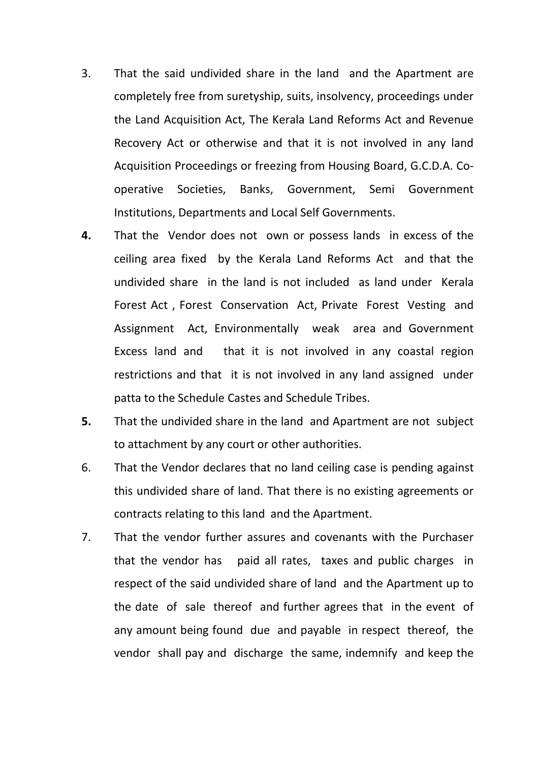3. That the said undivided share in the land and the Apartment are completely free from suretyship, suits, insolvency, proceedings under the Land Acquisition Act, The Kerala Land Reforms Act and Revenue Recovery Act or otherwise and that it is not involved in any land Acquisition Proceedings or freezing from Housing Board, G.C.D.A. Co-operative Societies, Banks, Government, Semi Government Institutions, Departments and Local Self Governments.

**4.** That the Vendor does not own or possess lands in excess of the ceiling area fixed by the Kerala Land Reforms Act and that the undivided share in the land is not included as land under Kerala Forest Act , Forest Conservation Act, Private Forest Vesting and Assignment Act, Environmentally weak area and Government Excess land and that it is not involved in any coastal region restrictions and that it is not involved in any land assigned under patta to the Schedule Castes and Schedule Tribes.

**5.** That the undivided share in the land and Apartment are not subject to attachment by any court or other authorities.

6. That the Vendor declares that no land ceiling case is pending against this undivided share of land. That there is no existing agreements or contracts relating to this land and the Apartment.

7. That the vendor further assures and covenants with the Purchaser that the vendor has paid all rates, taxes and public charges in respect of the said undivided share of land and the Apartment up to the date of sale thereof and further agrees that in the event of any amount being found due and payable in respect thereof, the vendor shall pay and discharge the same, indemnify and keep the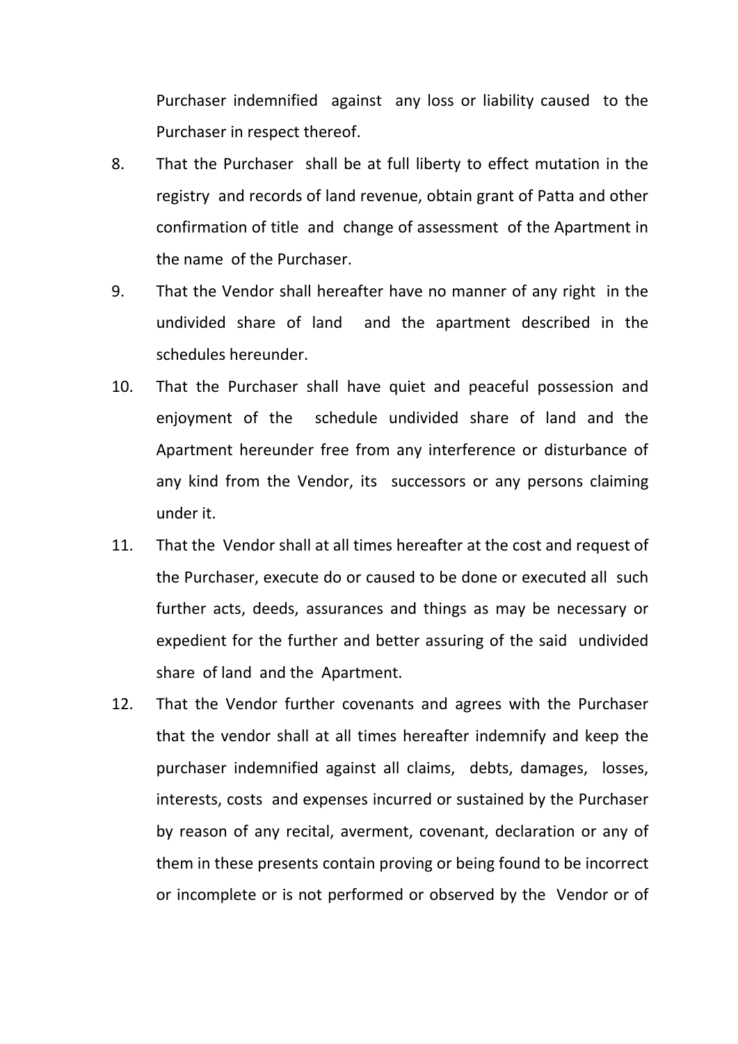Purchaser indemnified against any loss or liability caused to the Purchaser in respect thereof.

8. That the Purchaser shall be at full liberty to effect mutation in the registry and records of land revenue, obtain grant of Patta and other confirmation of title and change of assessment of the Apartment in the name of the Purchaser.

9. That the Vendor shall hereafter have no manner of any right in the undivided share of land and the apartment described in the schedules hereunder.

10. That the Purchaser shall have quiet and peaceful possession and enjoyment of the schedule undivided share of land and the Apartment hereunder free from any interference or disturbance of any kind from the Vendor, its successors or any persons claiming under it.

11. That the Vendor shall at all times hereafter at the cost and request of the Purchaser, execute do or caused to be done or executed all such further acts, deeds, assurances and things as may be necessary or expedient for the further and better assuring of the said undivided share of land and the Apartment.

12. That the Vendor further covenants and agrees with the Purchaser that the vendor shall at all times hereafter indemnify and keep the purchaser indemnified against all claims, debts, damages, losses, interests, costs and expenses incurred or sustained by the Purchaser by reason of any recital, averment, covenant, declaration or any of them in these presents contain proving or being found to be incorrect or incomplete or is not performed or observed by the Vendor or of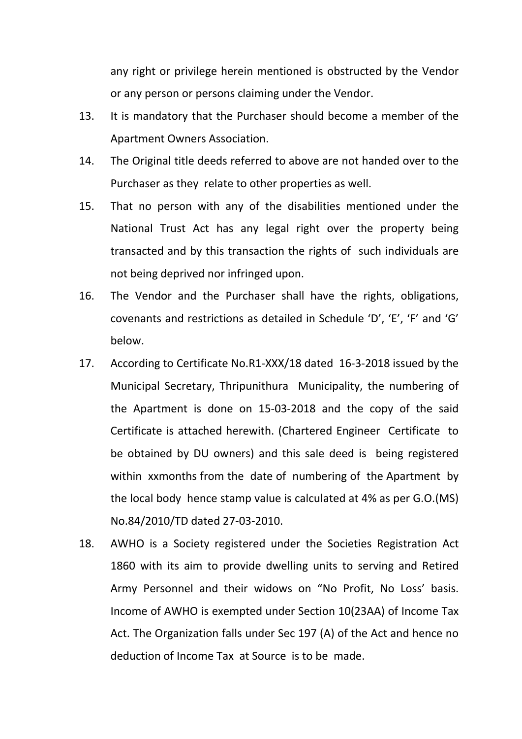any right or privilege herein mentioned is obstructed by the Vendor or any person or persons claiming under the Vendor.

13. It is mandatory that the Purchaser should become a member of the Apartment Owners Association.

14. The Original title deeds referred to above are not handed over to the Purchaser as they relate to other properties as well.

15. That no person with any of the disabilities mentioned under the National Trust Act has any legal right over the property being transacted and by this transaction the rights of such individuals are not being deprived nor infringed upon.

16. The Vendor and the Purchaser shall have the rights, obligations, covenants and restrictions as detailed in Schedule 'D', 'E', 'F' and 'G' below.

17. According to Certificate No.R1-XXX/18 dated 16-3-2018 issued by the Municipal Secretary, Thripunithura Municipality, the numbering of the Apartment is done on 15-03-2018 and the copy of the said Certificate is attached herewith. (Chartered Engineer Certificate to be obtained by DU owners) and this sale deed is being registered within xxmonths from the date of numbering of the Apartment by the local body hence stamp value is calculated at 4% as per G.O.(MS) No.84/2010/TD dated 27-03-2010.

18. AWHO is a Society registered under the Societies Registration Act 1860 with its aim to provide dwelling units to serving and Retired Army Personnel and their widows on "No Profit, No Loss' basis. Income of AWHO is exempted under Section 10(23AA) of Income Tax Act. The Organization falls under Sec 197 (A) of the Act and hence no deduction of Income Tax at Source is to be made.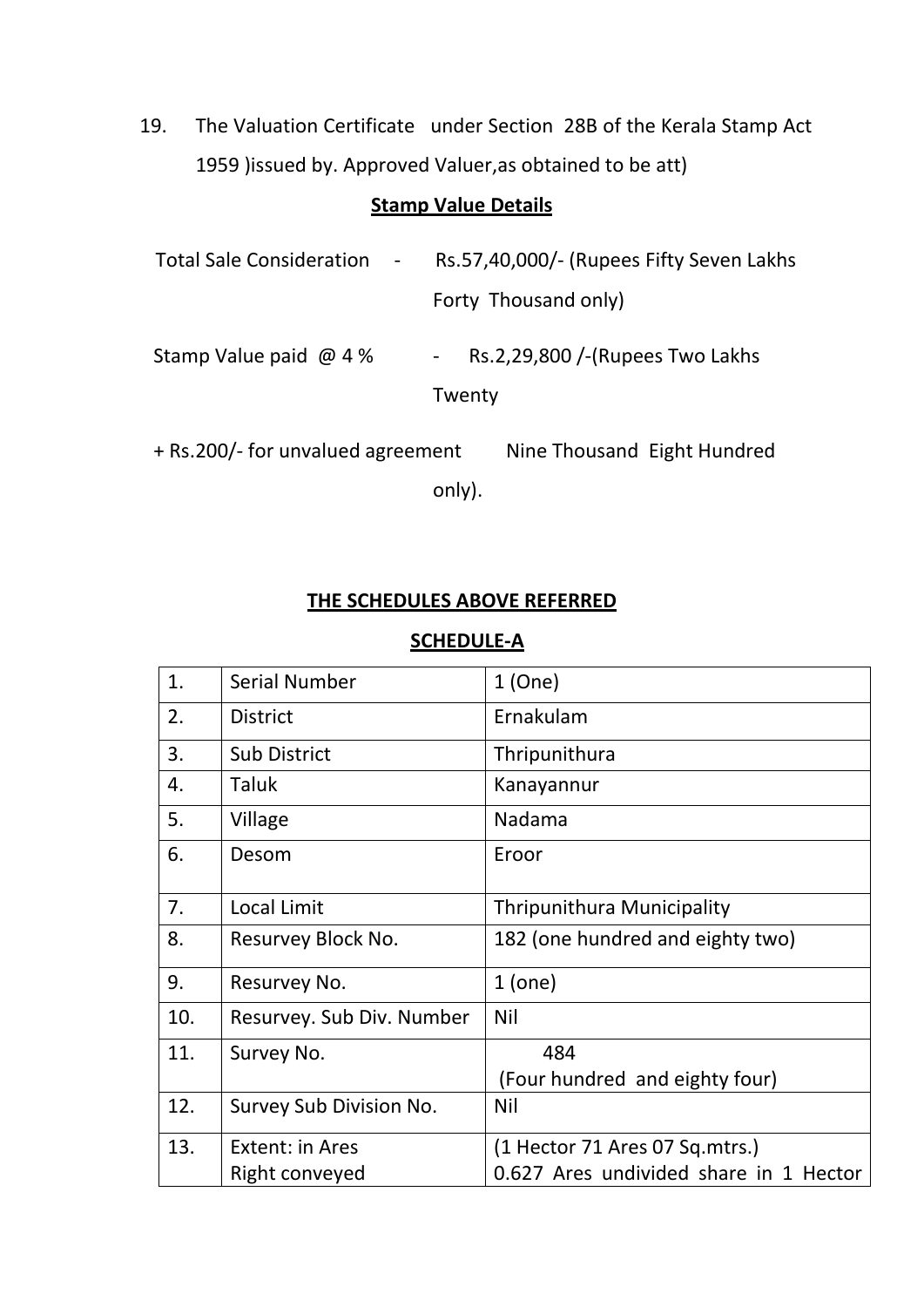19. The Valuation Certificate under Section 28B of the Kerala Stamp Act 1959 )issued by. Approved Valuer,as obtained to be att)

**Stamp Value Details**

Total Sale Consideration - Rs.57,40,000/- (Rupees Fifty Seven Lakhs Forty Thousand only)

Stamp Value paid @ 4 % - Rs.2,29,800 /-(Rupees Two Lakhs Twenty Nine Thousand Eight Hundred only).

+ Rs.200/- for unvalued agreement

**THE SCHEDULES ABOVE REFERRED**

**SCHEDULE-A**

| | | |
|---|---|---|
| 1. | Serial Number | 1 (One) |
| 2. | District | Ernakulam |
| 3. | Sub District | Thripunithura |
| 4. | Taluk | Kanayannur |
| 5. | Village | Nadama |
| 6. | Desom | Eroor |
| 7. | Local Limit | Thripunithura Municipality |
| 8. | Resurvey Block No. | 182 (one hundred and eighty two) |
| 9. | Resurvey No. | 1 (one) |
| 10. | Resurvey. Sub Div. Number | Nil |
| 11. | Survey No. | 484 (Four hundred and eighty four) |
| 12. | Survey Sub Division No. | Nil |
| 13. | Extent: in Ares<br>Right conveyed | (1 Hector 71 Ares 07 Sq.mtrs.)<br>0.627 Ares undivided share in 1 Hector |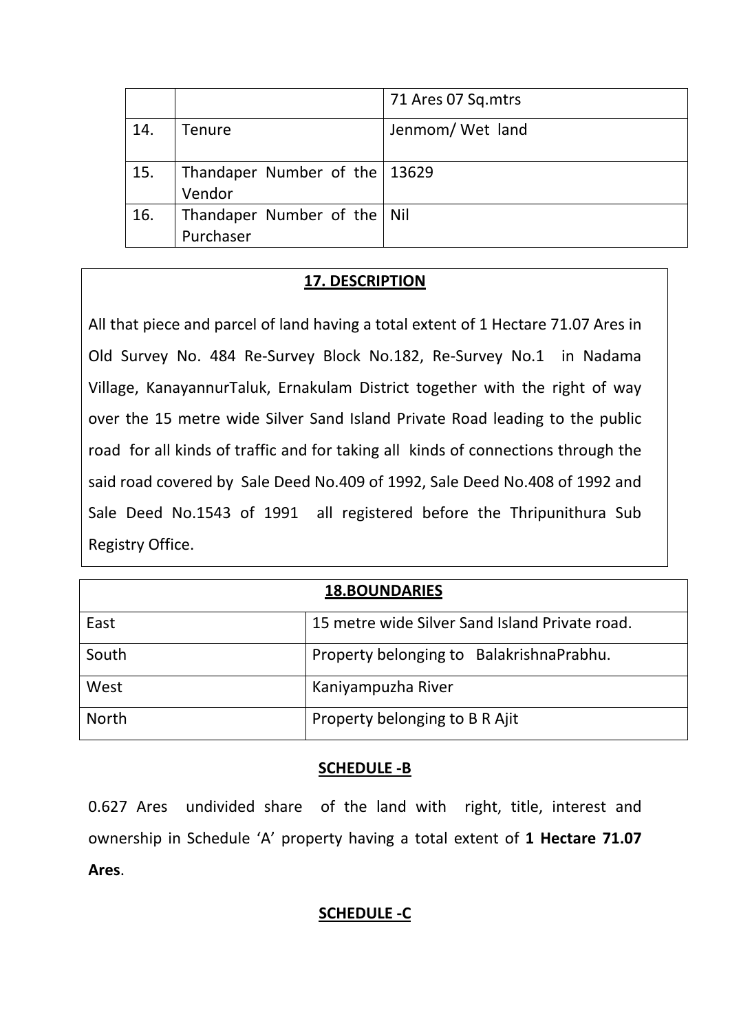| | | |
|---|---|---|
| | | 71 Ares 07 Sq.mtrs |
| 14. | Tenure | Jenmom/ Wet land |
| 15. | Thandaper Number of the Vendor | 13629 |
| 16. | Thandaper Number of the Purchaser | Nil |

**17. DESCRIPTION**

All that piece and parcel of land having a total extent of 1 Hectare 71.07 Ares in Old Survey No. 484 Re-Survey Block No.182, Re-Survey No.1 in Nadama Village, KanayannurTaluk, Ernakulam District together with the right of way over the 15 metre wide Silver Sand Island Private Road leading to the public road for all kinds of traffic and for taking all kinds of connections through the said road covered by Sale Deed No.409 of 1992, Sale Deed No.408 of 1992 and Sale Deed No.1543 of 1991 all registered before the Thripunithura Sub Registry Office.

| **18.BOUNDARIES** | |
|---|---|
| East | 15 metre wide Silver Sand Island Private road. |
| South | Property belonging to BalakrishnaPrabhu. |
| West | Kaniyampuzha River |
| North | Property belonging to B R Ajit |

**SCHEDULE -B**

0.627 Ares undivided share of the land with right, title, interest and ownership in Schedule 'A' property having a total extent of **1 Hectare 71.07 Ares**.

**SCHEDULE -C**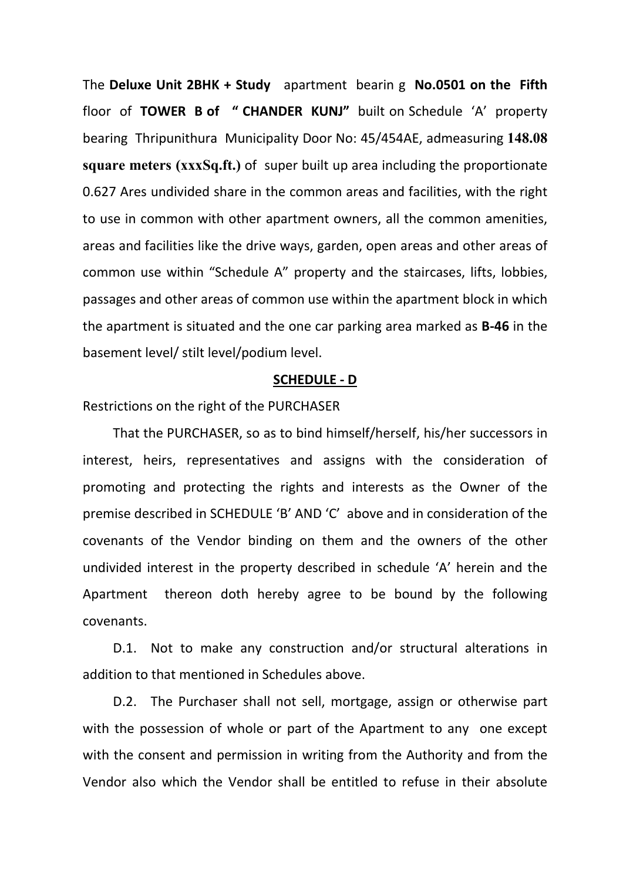The **Deluxe Unit 2BHK + Study** apartment bearin g **No.0501 on the Fifth** floor of **TOWER B of " CHANDER KUNJ"** built on Schedule 'A' property bearing Thripunithura Municipality Door No: 45/454AE, admeasuring **148.08 square meters (xxxSq.ft.)** of super built up area including the proportionate 0.627 Ares undivided share in the common areas and facilities, with the right to use in common with other apartment owners, all the common amenities, areas and facilities like the drive ways, garden, open areas and other areas of common use within "Schedule A" property and the staircases, lifts, lobbies, passages and other areas of common use within the apartment block in which the apartment is situated and the one car parking area marked as **B-46** in the basement level/ stilt level/podium level.

## SCHEDULE - D

Restrictions on the right of the PURCHASER

That the PURCHASER, so as to bind himself/herself, his/her successors in interest, heirs, representatives and assigns with the consideration of promoting and protecting the rights and interests as the Owner of the premise described in SCHEDULE 'B' AND 'C' above and in consideration of the covenants of the Vendor binding on them and the owners of the other undivided interest in the property described in schedule 'A' herein and the Apartment thereon doth hereby agree to be bound by the following covenants.

D.1. Not to make any construction and/or structural alterations in addition to that mentioned in Schedules above.

D.2. The Purchaser shall not sell, mortgage, assign or otherwise part with the possession of whole or part of the Apartment to any one except with the consent and permission in writing from the Authority and from the Vendor also which the Vendor shall be entitled to refuse in their absolute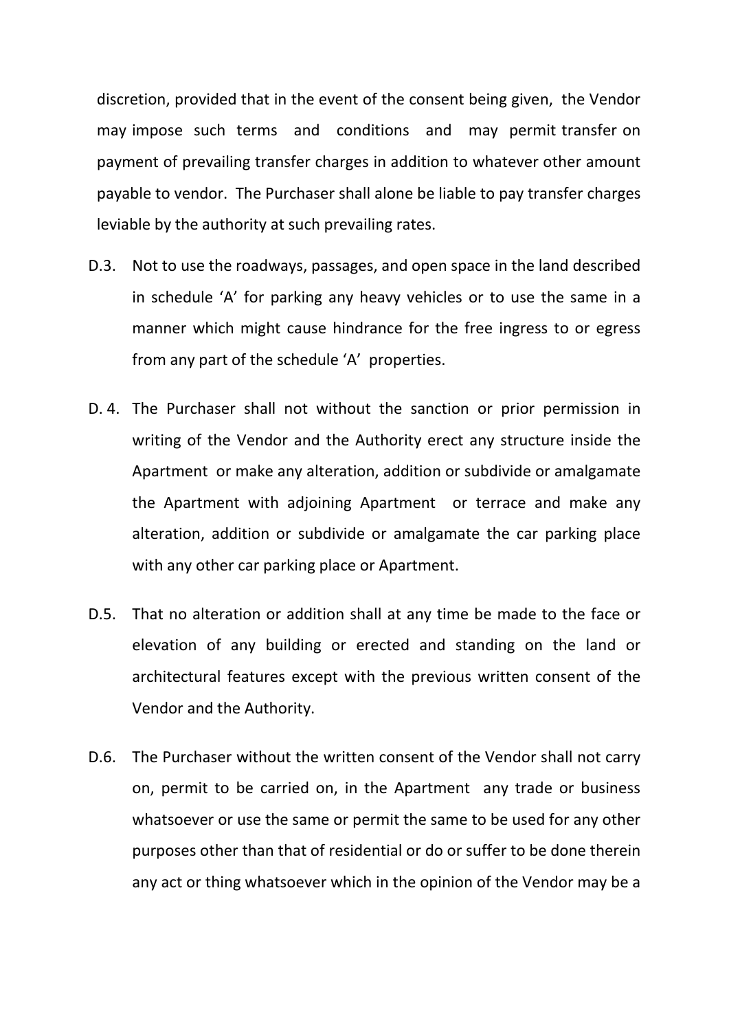discretion, provided that in the event of the consent being given, the Vendor may impose such terms and conditions and may permit transfer on payment of prevailing transfer charges in addition to whatever other amount payable to vendor. The Purchaser shall alone be liable to pay transfer charges leviable by the authority at such prevailing rates.

D.3. Not to use the roadways, passages, and open space in the land described in schedule 'A' for parking any heavy vehicles or to use the same in a manner which might cause hindrance for the free ingress to or egress from any part of the schedule 'A' properties.

D. 4. The Purchaser shall not without the sanction or prior permission in writing of the Vendor and the Authority erect any structure inside the Apartment or make any alteration, addition or subdivide or amalgamate the Apartment with adjoining Apartment or terrace and make any alteration, addition or subdivide or amalgamate the car parking place with any other car parking place or Apartment.

D.5. That no alteration or addition shall at any time be made to the face or elevation of any building or erected and standing on the land or architectural features except with the previous written consent of the Vendor and the Authority.

D.6. The Purchaser without the written consent of the Vendor shall not carry on, permit to be carried on, in the Apartment any trade or business whatsoever or use the same or permit the same to be used for any other purposes other than that of residential or do or suffer to be done therein any act or thing whatsoever which in the opinion of the Vendor may be a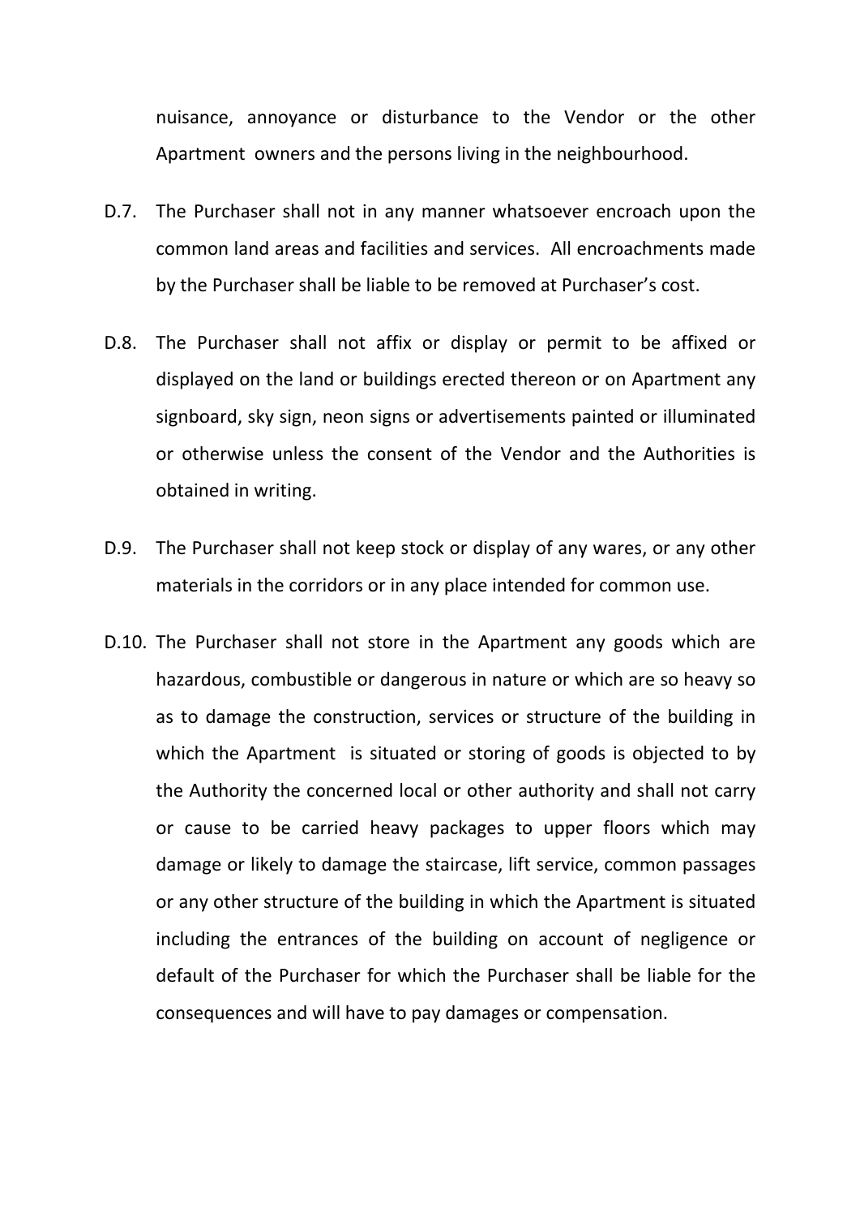nuisance, annoyance or disturbance to the Vendor or the other Apartment owners and the persons living in the neighbourhood.

D.7. The Purchaser shall not in any manner whatsoever encroach upon the common land areas and facilities and services. All encroachments made by the Purchaser shall be liable to be removed at Purchaser's cost.

D.8. The Purchaser shall not affix or display or permit to be affixed or displayed on the land or buildings erected thereon or on Apartment any signboard, sky sign, neon signs or advertisements painted or illuminated or otherwise unless the consent of the Vendor and the Authorities is obtained in writing.

D.9. The Purchaser shall not keep stock or display of any wares, or any other materials in the corridors or in any place intended for common use.

D.10. The Purchaser shall not store in the Apartment any goods which are hazardous, combustible or dangerous in nature or which are so heavy so as to damage the construction, services or structure of the building in which the Apartment is situated or storing of goods is objected to by the Authority the concerned local or other authority and shall not carry or cause to be carried heavy packages to upper floors which may damage or likely to damage the staircase, lift service, common passages or any other structure of the building in which the Apartment is situated including the entrances of the building on account of negligence or default of the Purchaser for which the Purchaser shall be liable for the consequences and will have to pay damages or compensation.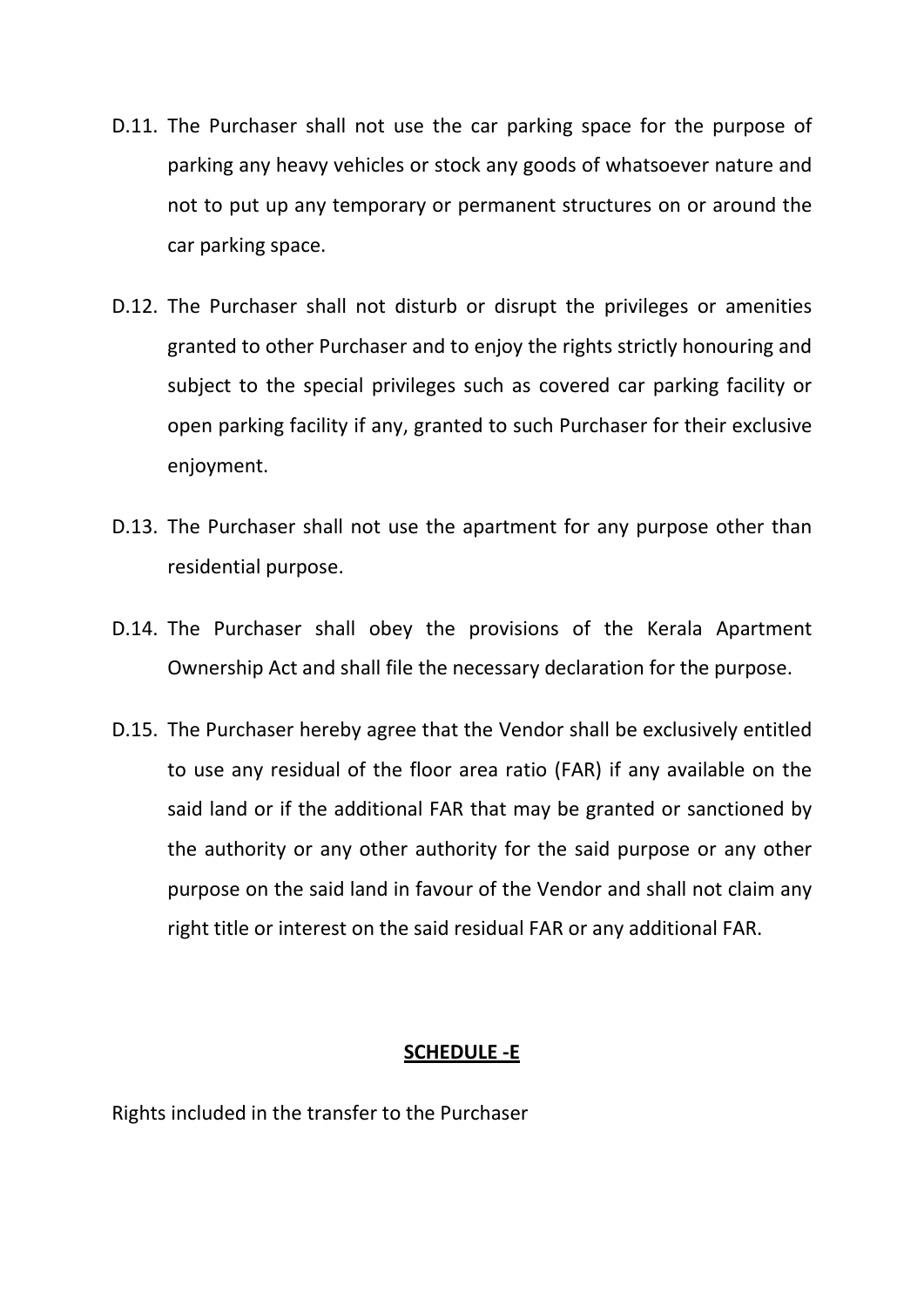D.11. The Purchaser shall not use the car parking space for the purpose of parking any heavy vehicles or stock any goods of whatsoever nature and not to put up any temporary or permanent structures on or around the car parking space.

D.12. The Purchaser shall not disturb or disrupt the privileges or amenities granted to other Purchaser and to enjoy the rights strictly honouring and subject to the special privileges such as covered car parking facility or open parking facility if any, granted to such Purchaser for their exclusive enjoyment.

D.13. The Purchaser shall not use the apartment for any purpose other than residential purpose.

D.14. The Purchaser shall obey the provisions of the Kerala Apartment Ownership Act and shall file the necessary declaration for the purpose.

D.15. The Purchaser hereby agree that the Vendor shall be exclusively entitled to use any residual of the floor area ratio (FAR) if any available on the said land or if the additional FAR that may be granted or sanctioned by the authority or any other authority for the said purpose or any other purpose on the said land in favour of the Vendor and shall not claim any right title or interest on the said residual FAR or any additional FAR.

## **SCHEDULE -E**

Rights included in the transfer to the Purchaser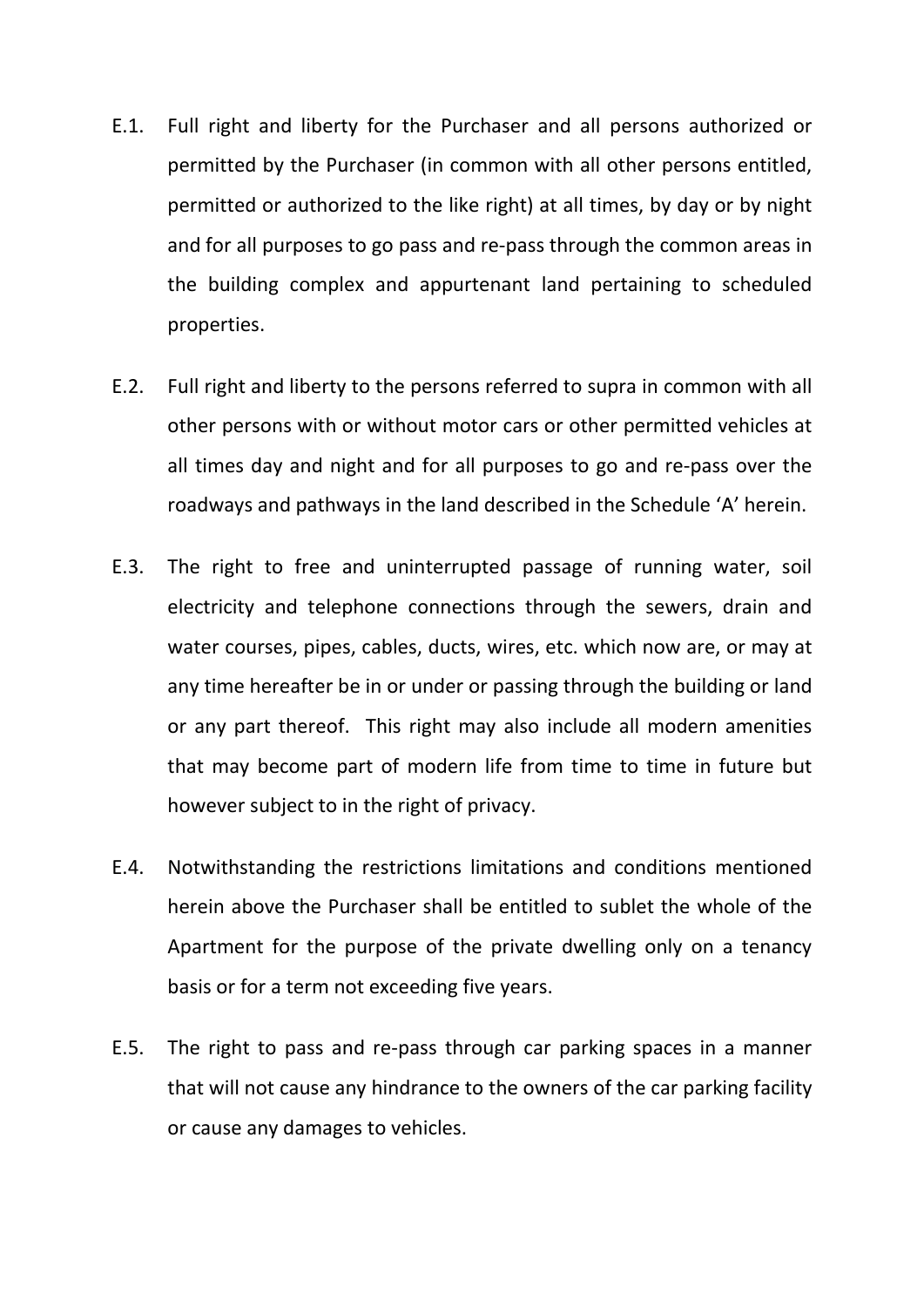E.1. Full right and liberty for the Purchaser and all persons authorized or permitted by the Purchaser (in common with all other persons entitled, permitted or authorized to the like right) at all times, by day or by night and for all purposes to go pass and re-pass through the common areas in the building complex and appurtenant land pertaining to scheduled properties.

E.2. Full right and liberty to the persons referred to supra in common with all other persons with or without motor cars or other permitted vehicles at all times day and night and for all purposes to go and re-pass over the roadways and pathways in the land described in the Schedule 'A' herein.

E.3. The right to free and uninterrupted passage of running water, soil electricity and telephone connections through the sewers, drain and water courses, pipes, cables, ducts, wires, etc. which now are, or may at any time hereafter be in or under or passing through the building or land or any part thereof. This right may also include all modern amenities that may become part of modern life from time to time in future but however subject to in the right of privacy.

E.4. Notwithstanding the restrictions limitations and conditions mentioned herein above the Purchaser shall be entitled to sublet the whole of the Apartment for the purpose of the private dwelling only on a tenancy basis or for a term not exceeding five years.

E.5. The right to pass and re-pass through car parking spaces in a manner that will not cause any hindrance to the owners of the car parking facility or cause any damages to vehicles.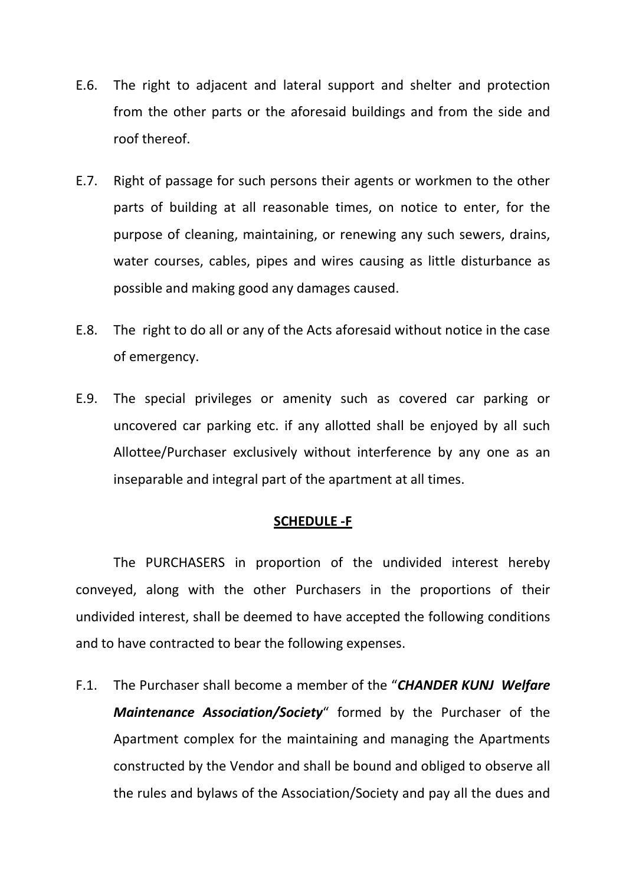E.6. The right to adjacent and lateral support and shelter and protection from the other parts or the aforesaid buildings and from the side and roof thereof.

E.7. Right of passage for such persons their agents or workmen to the other parts of building at all reasonable times, on notice to enter, for the purpose of cleaning, maintaining, or renewing any such sewers, drains, water courses, cables, pipes and wires causing as little disturbance as possible and making good any damages caused.

E.8. The right to do all or any of the Acts aforesaid without notice in the case of emergency.

E.9. The special privileges or amenity such as covered car parking or uncovered car parking etc. if any allotted shall be enjoyed by all such Allottee/Purchaser exclusively without interference by any one as an inseparable and integral part of the apartment at all times.

## SCHEDULE -F

The PURCHASERS in proportion of the undivided interest hereby conveyed, along with the other Purchasers in the proportions of their undivided interest, shall be deemed to have accepted the following conditions and to have contracted to bear the following expenses.

F.1. The Purchaser shall become a member of the "***CHANDER KUNJ Welfare Maintenance Association/Society***" formed by the Purchaser of the Apartment complex for the maintaining and managing the Apartments constructed by the Vendor and shall be bound and obliged to observe all the rules and bylaws of the Association/Society and pay all the dues and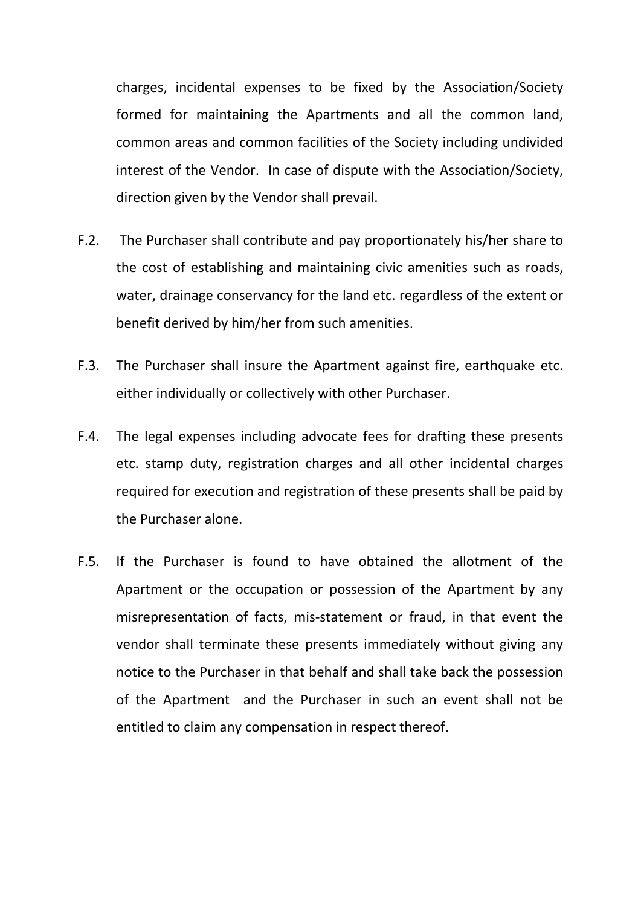charges, incidental expenses to be fixed by the Association/Society formed for maintaining the Apartments and all the common land, common areas and common facilities of the Society including undivided interest of the Vendor. In case of dispute with the Association/Society, direction given by the Vendor shall prevail.

F.2. The Purchaser shall contribute and pay proportionately his/her share to the cost of establishing and maintaining civic amenities such as roads, water, drainage conservancy for the land etc. regardless of the extent or benefit derived by him/her from such amenities.

F.3. The Purchaser shall insure the Apartment against fire, earthquake etc. either individually or collectively with other Purchaser.

F.4. The legal expenses including advocate fees for drafting these presents etc. stamp duty, registration charges and all other incidental charges required for execution and registration of these presents shall be paid by the Purchaser alone.

F.5. If the Purchaser is found to have obtained the allotment of the Apartment or the occupation or possession of the Apartment by any misrepresentation of facts, mis-statement or fraud, in that event the vendor shall terminate these presents immediately without giving any notice to the Purchaser in that behalf and shall take back the possession of the Apartment and the Purchaser in such an event shall not be entitled to claim any compensation in respect thereof.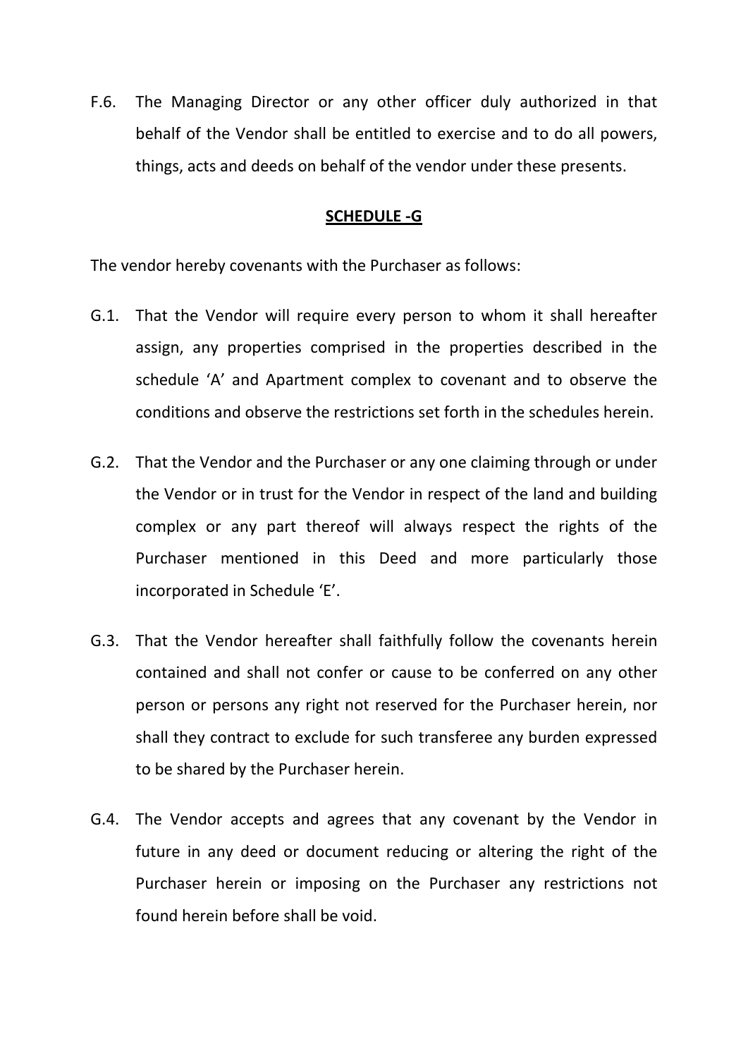F.6. The Managing Director or any other officer duly authorized in that behalf of the Vendor shall be entitled to exercise and to do all powers, things, acts and deeds on behalf of the vendor under these presents.

## SCHEDULE -G

The vendor hereby covenants with the Purchaser as follows:

G.1. That the Vendor will require every person to whom it shall hereafter assign, any properties comprised in the properties described in the schedule 'A' and Apartment complex to covenant and to observe the conditions and observe the restrictions set forth in the schedules herein.

G.2. That the Vendor and the Purchaser or any one claiming through or under the Vendor or in trust for the Vendor in respect of the land and building complex or any part thereof will always respect the rights of the Purchaser mentioned in this Deed and more particularly those incorporated in Schedule 'E'.

G.3. That the Vendor hereafter shall faithfully follow the covenants herein contained and shall not confer or cause to be conferred on any other person or persons any right not reserved for the Purchaser herein, nor shall they contract to exclude for such transferee any burden expressed to be shared by the Purchaser herein.

G.4. The Vendor accepts and agrees that any covenant by the Vendor in future in any deed or document reducing or altering the right of the Purchaser herein or imposing on the Purchaser any restrictions not found herein before shall be void.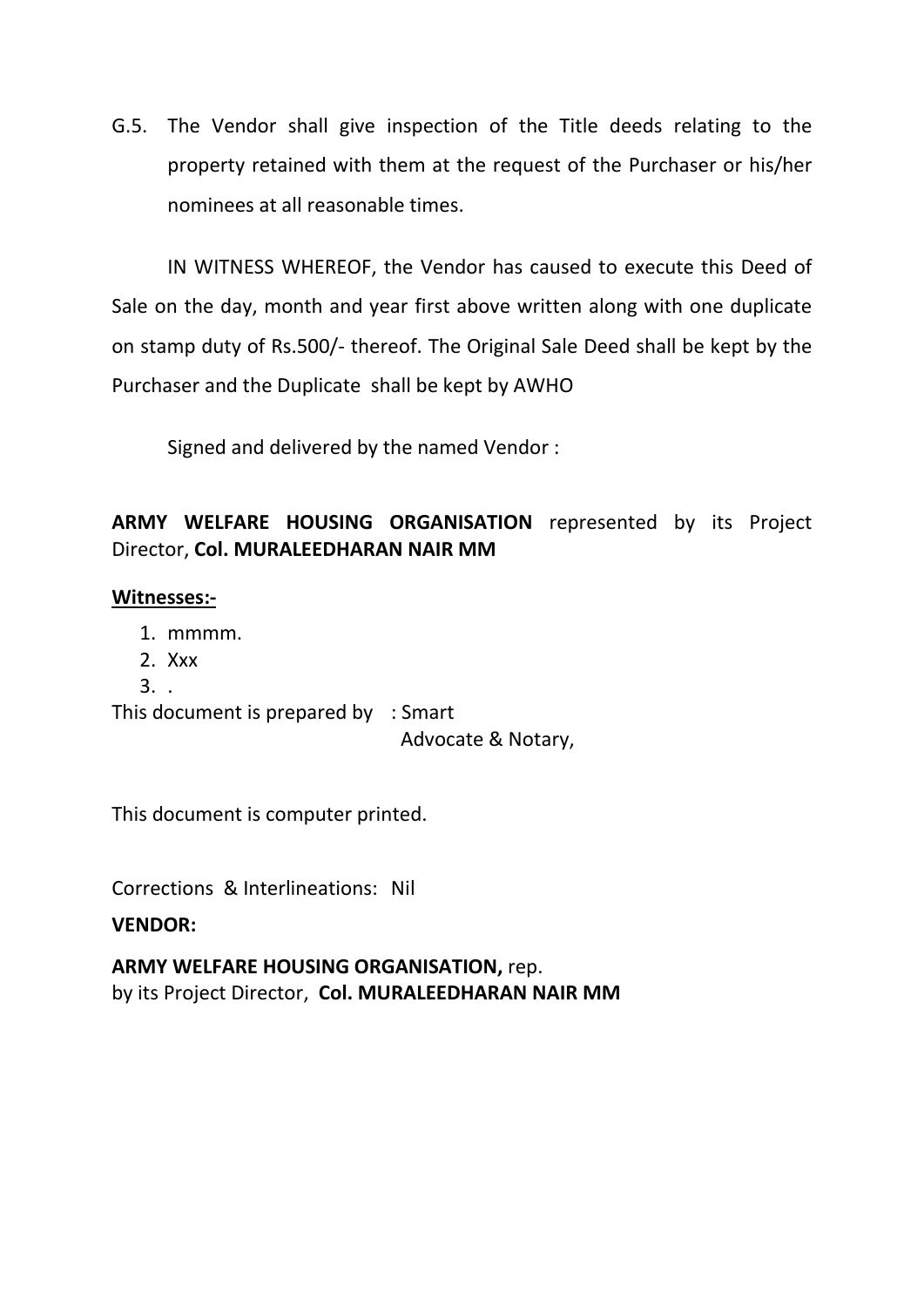G.5. The Vendor shall give inspection of the Title deeds relating to the property retained with them at the request of the Purchaser or his/her nominees at all reasonable times.

IN WITNESS WHEREOF, the Vendor has caused to execute this Deed of Sale on the day, month and year first above written along with one duplicate on stamp duty of Rs.500/- thereof. The Original Sale Deed shall be kept by the Purchaser and the Duplicate shall be kept by AWHO

Signed and delivered by the named Vendor :

**ARMY WELFARE HOUSING ORGANISATION** represented by its Project Director, **Col. MURALEEDHARAN NAIR MM**

**Witnesses:-**

1. mmmm.
2. Xxx
3. .

This document is prepared by : Smart
Advocate & Notary,

This document is computer printed.

Corrections & Interlineations: Nil

**VENDOR:**

**ARMY WELFARE HOUSING ORGANISATION,** rep.
by its Project Director, **Col. MURALEEDHARAN NAIR MM**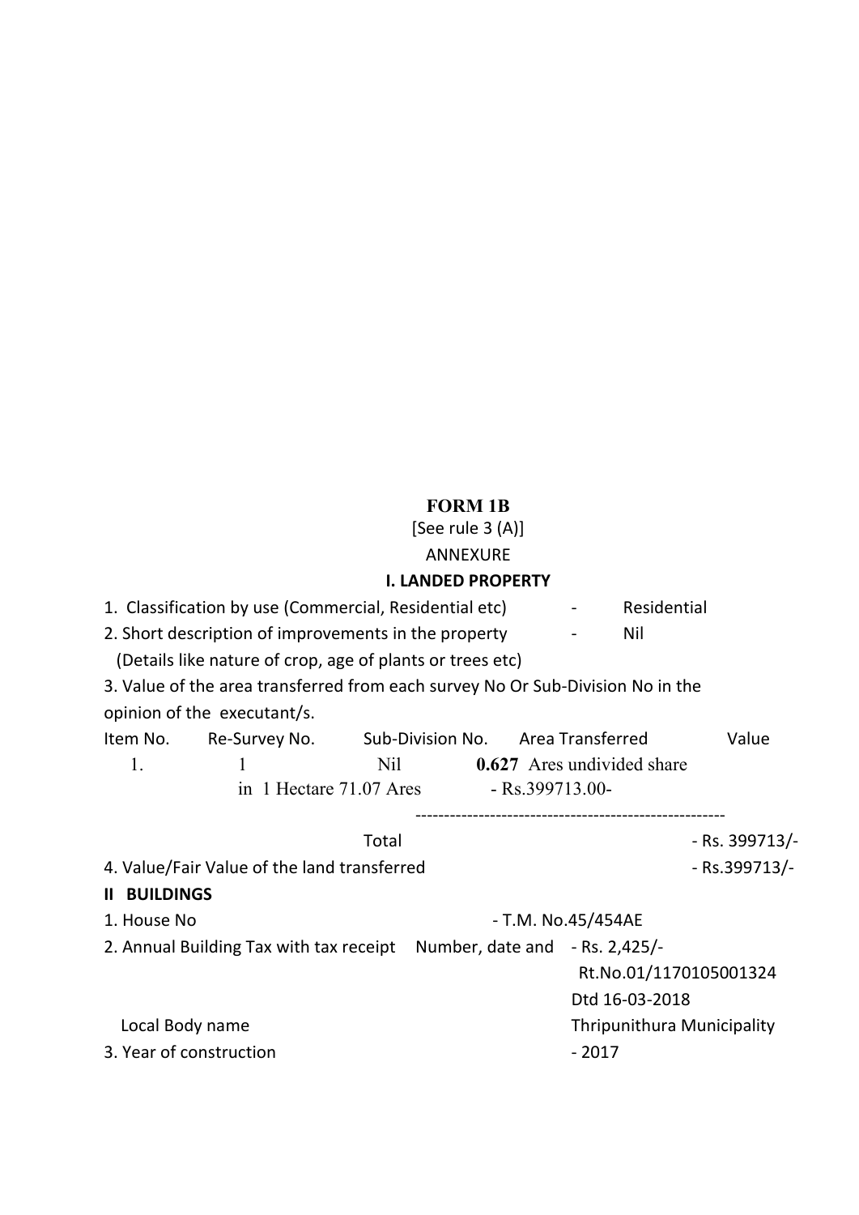# FORM 1B

[See rule 3 (A)]

ANNEXURE

## I. LANDED PROPERTY

1. Classification by use (Commercial, Residential etc) - Residential
2. Short description of improvements in the property - Nil
   (Details like nature of crop, age of plants or trees etc)
3. Value of the area transferred from each survey No Or Sub-Division No in the opinion of the executant/s.

| Item No. | Re-Survey No. | Sub-Division No. | Area Transferred | Value |
|---|---|---|---|---|
| 1. | 1 | Nil | **0.627** Ares undivided share in 1 Hectare 71.07 Ares | - Rs.399713.00- |
| | | Total | | - Rs. 399713/- |

4. Value/Fair Value of the land transferred - Rs.399713/-

## II BUILDINGS

1. House No - T.M. No.45/454AE
2. Annual Building Tax with tax receipt Number, date and - Rs. 2,425/-
   Rt.No.01/1170105001324
   Dtd 16-03-2018
   Local Body name Thripunithura Municipality
3. Year of construction - 2017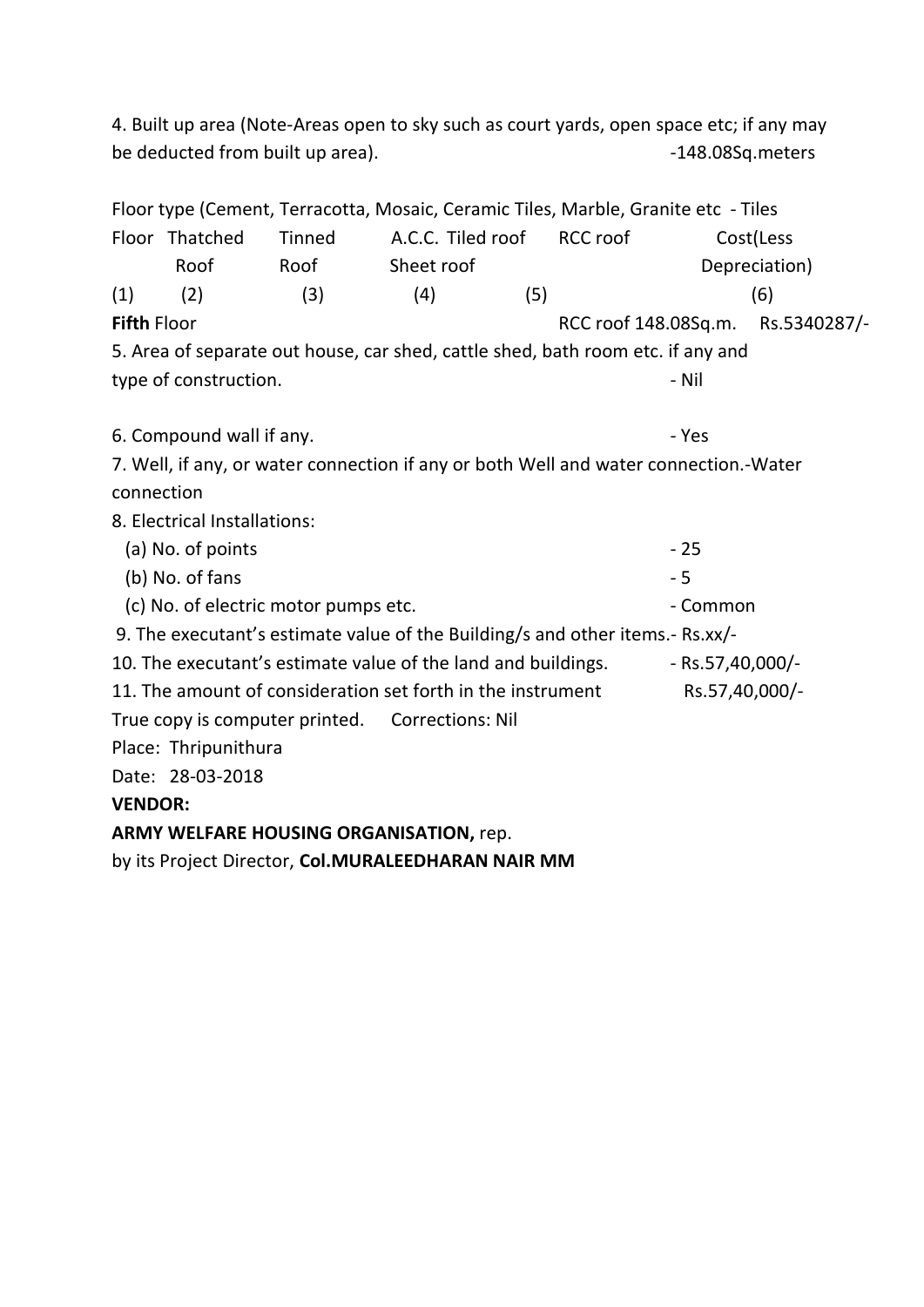4. Built up area (Note-Areas open to sky such as court yards, open space etc; if any may be deducted from built up area). -148.08Sq.meters

Floor type (Cement, Terracotta, Mosaic, Ceramic Tiles, Marble, Granite etc - Tiles

| Floor | Thatched Roof | Tinned Roof | A.C.C. Sheet roof | Tiled roof | RCC roof | Cost(Less Depreciation) |
|---|---|---|---|---|---|---|
| (1) | (2) | (3) | (4) | (5) | | (6) |
| **Fifth** Floor | | | | | RCC roof 148.08Sq.m. | Rs.5340287/- |

5. Area of separate out house, car shed, cattle shed, bath room etc. if any and type of construction. - Nil

6. Compound wall if any. - Yes

7. Well, if any, or water connection if any or both Well and water connection.-Water connection

8. Electrical Installations:

(a) No. of points - 25

(b) No. of fans - 5

(c) No. of electric motor pumps etc. - Common

9. The executant's estimate value of the Building/s and other items.- Rs.xx/-

10. The executant's estimate value of the land and buildings. - Rs.57,40,000/-

11. The amount of consideration set forth in the instrument Rs.57,40,000/-

True copy is computer printed. Corrections: Nil

Place: Thripunithura

Date: 28-03-2018

**VENDOR:**

**ARMY WELFARE HOUSING ORGANISATION,** rep.

by its Project Director, **Col.MURALEEDHARAN NAIR MM**